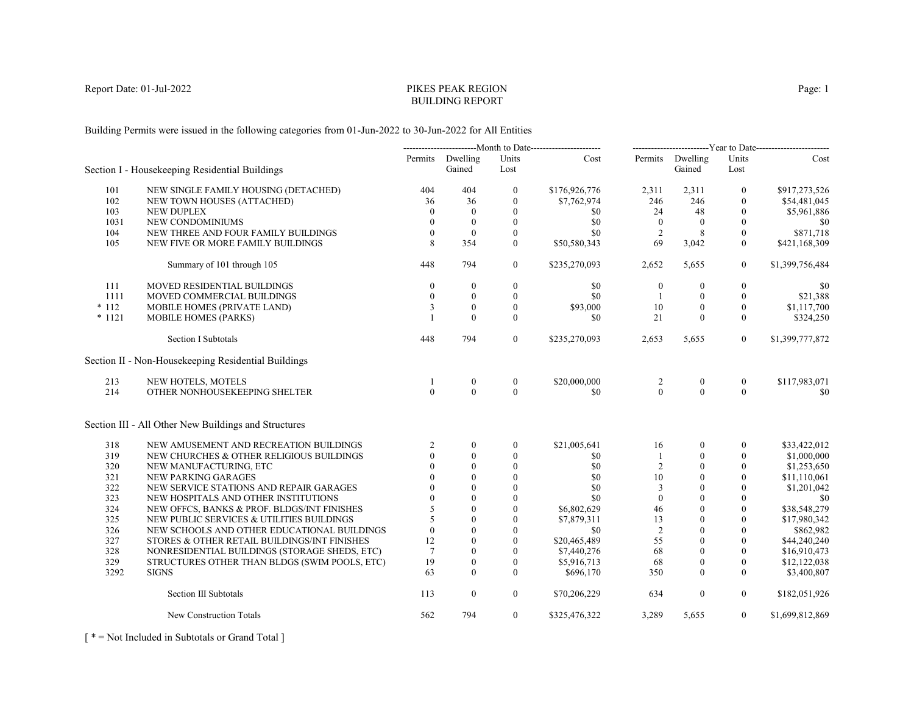Report Date: 01-Jul-2022

# PIKES PEAK REGION
# BUILDING REPORT

Building Permits were issued in the following categories from 01-Jun-2022 to 30-Jun-2022 for All Entities

| | | Month to Date | | | | Year to Date | | | |
|---|---|---|---|---|---|---|---|---|---|
| **Section I - Housekeeping Residential Buildings** | | Permits | Dwelling Gained | Units Lost | Cost | Permits | Dwelling Gained | Units Lost | Cost |
| 101 | NEW SINGLE FAMILY HOUSING (DETACHED) | 404 | 404 | 0 | $176,926,776 | 2,311 | 2,311 | 0 | $917,273,526 |
| 102 | NEW TOWN HOUSES (ATTACHED) | 36 | 36 | 0 | $7,762,974 | 246 | 246 | 0 | $54,481,045 |
| 103 | NEW DUPLEX | 0 | 0 | 0 | $0 | 24 | 48 | 0 | $5,961,886 |
| 1031 | NEW CONDOMINIUMS | 0 | 0 | 0 | $0 | 0 | 0 | 0 | $0 |
| 104 | NEW THREE AND FOUR FAMILY BUILDINGS | 0 | 0 | 0 | $0 | 2 | 8 | 0 | $871,718 |
| 105 | NEW FIVE OR MORE FAMILY BUILDINGS | 8 | 354 | 0 | $50,580,343 | 69 | 3,042 | 0 | $421,168,309 |
| | Summary of 101 through 105 | 448 | 794 | 0 | $235,270,093 | 2,652 | 5,655 | 0 | $1,399,756,484 |
| 111 | MOVED RESIDENTIAL BUILDINGS | 0 | 0 | 0 | $0 | 0 | 0 | 0 | $0 |
| 1111 | MOVED COMMERCIAL BUILDINGS | 0 | 0 | 0 | $0 | 1 | 0 | 0 | $21,388 |
| * 112 | MOBILE HOMES (PRIVATE LAND) | 3 | 0 | 0 | $93,000 | 10 | 0 | 0 | $1,117,700 |
| * 1121 | MOBILE HOMES (PARKS) | 1 | 0 | 0 | $0 | 21 | 0 | 0 | $324,250 |
| | Section I Subtotals | 448 | 794 | 0 | $235,270,093 | 2,653 | 5,655 | 0 | $1,399,777,872 |
| **Section II - Non-Housekeeping Residential Buildings** | | | | | | | | | |
| 213 | NEW HOTELS, MOTELS | 1 | 0 | 0 | $20,000,000 | 2 | 0 | 0 | $117,983,071 |
| 214 | OTHER NONHOUSEKEEPING SHELTER | 0 | 0 | 0 | $0 | 0 | 0 | 0 | $0 |
| **Section III - All Other New Buildings and Structures** | | | | | | | | | |
| 318 | NEW AMUSEMENT AND RECREATION BUILDINGS | 2 | 0 | 0 | $21,005,641 | 16 | 0 | 0 | $33,422,012 |
| 319 | NEW CHURCHES & OTHER RELIGIOUS BUILDINGS | 0 | 0 | 0 | $0 | 1 | 0 | 0 | $1,000,000 |
| 320 | NEW MANUFACTURING, ETC | 0 | 0 | 0 | $0 | 2 | 0 | 0 | $1,253,650 |
| 321 | NEW PARKING GARAGES | 0 | 0 | 0 | $0 | 10 | 0 | 0 | $11,110,061 |
| 322 | NEW SERVICE STATIONS AND REPAIR GARAGES | 0 | 0 | 0 | $0 | 3 | 0 | 0 | $1,201,042 |
| 323 | NEW HOSPITALS AND OTHER INSTITUTIONS | 0 | 0 | 0 | $0 | 0 | 0 | 0 | $0 |
| 324 | NEW OFFCS, BANKS & PROF. BLDGS/INT FINISHES | 5 | 0 | 0 | $6,802,629 | 46 | 0 | 0 | $38,548,279 |
| 325 | NEW PUBLIC SERVICES & UTILITIES BUILDINGS | 5 | 0 | 0 | $7,879,311 | 13 | 0 | 0 | $17,980,342 |
| 326 | NEW SCHOOLS AND OTHER EDUCATIONAL BUILDINGS | 0 | 0 | 0 | $0 | 2 | 0 | 0 | $862,982 |
| 327 | STORES & OTHER RETAIL BUILDINGS/INT FINISHES | 12 | 0 | 0 | $20,465,489 | 55 | 0 | 0 | $44,240,240 |
| 328 | NONRESIDENTIAL BUILDINGS (STORAGE SHEDS, ETC) | 7 | 0 | 0 | $7,440,276 | 68 | 0 | 0 | $16,910,473 |
| 329 | STRUCTURES OTHER THAN BLDGS (SWIM POOLS, ETC) | 19 | 0 | 0 | $5,916,713 | 68 | 0 | 0 | $12,122,038 |
| 3292 | SIGNS | 63 | 0 | 0 | $696,170 | 350 | 0 | 0 | $3,400,807 |
| | Section III Subtotals | 113 | 0 | 0 | $70,206,229 | 634 | 0 | 0 | $182,051,926 |
| | New Construction Totals | 562 | 794 | 0 | $325,476,322 | 3,289 | 5,655 | 0 | $1,699,812,869 |

[ * = Not Included in Subtotals or Grand Total ]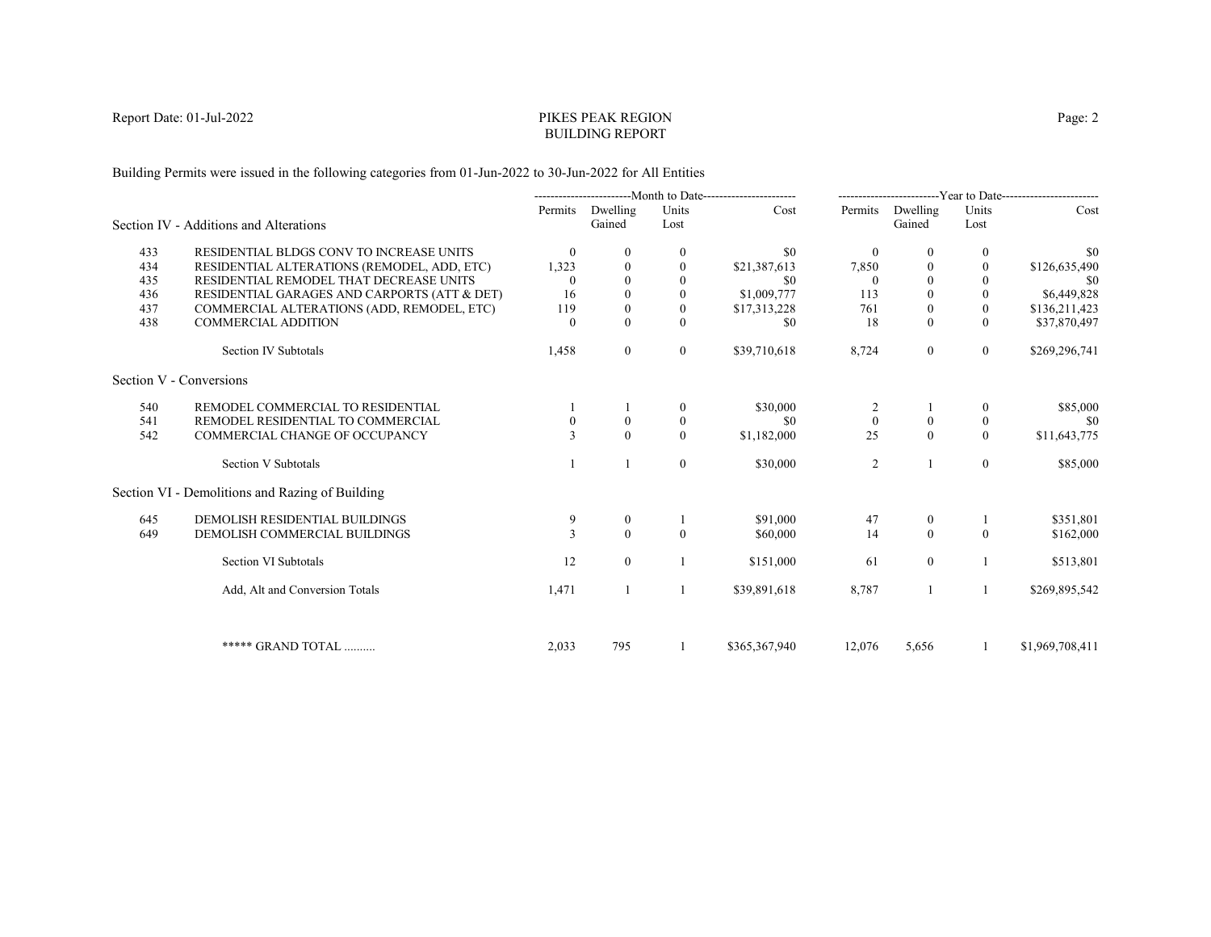PIKES PEAK REGION
BUILDING REPORT

Report Date: 01-Jul-2022

Building Permits were issued in the following categories from 01-Jun-2022 to 30-Jun-2022 for All Entities

| | | Month to Date | | | | Year to Date | | | |
|---|---|---|---|---|---|---|---|---|---|
| | **Section IV - Additions and Alterations** | Permits | Dwelling Gained | Units Lost | Cost | Permits | Dwelling Gained | Units Lost | Cost |
| 433 | RESIDENTIAL BLDGS CONV TO INCREASE UNITS | 0 | 0 | 0 | $0 | 0 | 0 | 0 | $0 |
| 434 | RESIDENTIAL ALTERATIONS (REMODEL, ADD, ETC) | 1,323 | 0 | 0 | $21,387,613 | 7,850 | 0 | 0 | $126,635,490 |
| 435 | RESIDENTIAL REMODEL THAT DECREASE UNITS | 0 | 0 | 0 | $0 | 0 | 0 | 0 | $0 |
| 436 | RESIDENTIAL GARAGES AND CARPORTS (ATT & DET) | 16 | 0 | 0 | $1,009,777 | 113 | 0 | 0 | $6,449,828 |
| 437 | COMMERCIAL ALTERATIONS (ADD, REMODEL, ETC) | 119 | 0 | 0 | $17,313,228 | 761 | 0 | 0 | $136,211,423 |
| 438 | COMMERCIAL ADDITION | 0 | 0 | 0 | $0 | 18 | 0 | 0 | $37,870,497 |
| | Section IV Subtotals | 1,458 | 0 | 0 | $39,710,618 | 8,724 | 0 | 0 | $269,296,741 |
| | **Section V - Conversions** | | | | | | | | |
| 540 | REMODEL COMMERCIAL TO RESIDENTIAL | 1 | 1 | 0 | $30,000 | 2 | 1 | 0 | $85,000 |
| 541 | REMODEL RESIDENTIAL TO COMMERCIAL | 0 | 0 | 0 | $0 | 0 | 0 | 0 | $0 |
| 542 | COMMERCIAL CHANGE OF OCCUPANCY | 3 | 0 | 0 | $1,182,000 | 25 | 0 | 0 | $11,643,775 |
| | Section V Subtotals | 1 | 1 | 0 | $30,000 | 2 | 1 | 0 | $85,000 |
| | **Section VI - Demolitions and Razing of Building** | | | | | | | | |
| 645 | DEMOLISH RESIDENTIAL BUILDINGS | 9 | 0 | 1 | $91,000 | 47 | 0 | 1 | $351,801 |
| 649 | DEMOLISH COMMERCIAL BUILDINGS | 3 | 0 | 0 | $60,000 | 14 | 0 | 0 | $162,000 |
| | Section VI Subtotals | 12 | 0 | 1 | $151,000 | 61 | 0 | 1 | $513,801 |
| | Add, Alt and Conversion Totals | 1,471 | 1 | 1 | $39,891,618 | 8,787 | 1 | 1 | $269,895,542 |
| | ***** GRAND TOTAL .......... | 2,033 | 795 | 1 | $365,367,940 | 12,076 | 5,656 | 1 | $1,969,708,411 |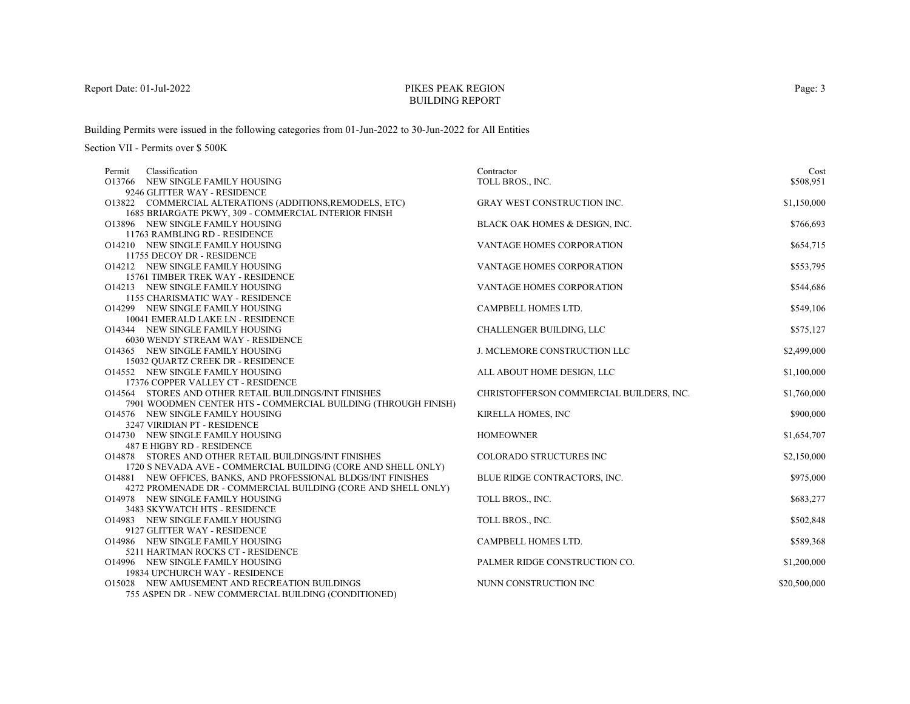Report Date: 01-Jul-2022

# PIKES PEAK REGION
## BUILDING REPORT

Building Permits were issued in the following categories from 01-Jun-2022 to 30-Jun-2022 for All Entities

Section VII - Permits over $ 500K

| Permit | Classification | Contractor | Cost |
|---|---|---|---|
| O13766 | NEW SINGLE FAMILY HOUSING<br>9246 GLITTER WAY - RESIDENCE | TOLL BROS., INC. | $508,951 |
| O13822 | COMMERCIAL ALTERATIONS (ADDITIONS,REMODELS, ETC)<br>1685 BRIARGATE PKWY, 309 - COMMERCIAL INTERIOR FINISH | GRAY WEST CONSTRUCTION INC. | $1,150,000 |
| O13896 | NEW SINGLE FAMILY HOUSING<br>11763 RAMBLING RD - RESIDENCE | BLACK OAK HOMES & DESIGN, INC. | $766,693 |
| O14210 | NEW SINGLE FAMILY HOUSING<br>11755 DECOY DR - RESIDENCE | VANTAGE HOMES CORPORATION | $654,715 |
| O14212 | NEW SINGLE FAMILY HOUSING<br>15761 TIMBER TREK WAY - RESIDENCE | VANTAGE HOMES CORPORATION | $553,795 |
| O14213 | NEW SINGLE FAMILY HOUSING<br>1155 CHARISMATIC WAY - RESIDENCE | VANTAGE HOMES CORPORATION | $544,686 |
| O14299 | NEW SINGLE FAMILY HOUSING<br>10041 EMERALD LAKE LN - RESIDENCE | CAMPBELL HOMES LTD. | $549,106 |
| O14344 | NEW SINGLE FAMILY HOUSING<br>6030 WENDY STREAM WAY - RESIDENCE | CHALLENGER BUILDING, LLC | $575,127 |
| O14365 | NEW SINGLE FAMILY HOUSING<br>15032 QUARTZ CREEK DR - RESIDENCE | J. MCLEMORE CONSTRUCTION LLC | $2,499,000 |
| O14552 | NEW SINGLE FAMILY HOUSING<br>17376 COPPER VALLEY CT - RESIDENCE | ALL ABOUT HOME DESIGN, LLC | $1,100,000 |
| O14564 | STORES AND OTHER RETAIL BUILDINGS/INT FINISHES<br>7901 WOODMEN CENTER HTS - COMMERCIAL BUILDING (THROUGH FINISH) | CHRISTOFFERSON COMMERCIAL BUILDERS, INC. | $1,760,000 |
| O14576 | NEW SINGLE FAMILY HOUSING<br>3247 VIRIDIAN PT - RESIDENCE | KIRELLA HOMES, INC | $900,000 |
| O14730 | NEW SINGLE FAMILY HOUSING<br>487 E HIGBY RD - RESIDENCE | HOMEOWNER | $1,654,707 |
| O14878 | STORES AND OTHER RETAIL BUILDINGS/INT FINISHES<br>1720 S NEVADA AVE - COMMERCIAL BUILDING (CORE AND SHELL ONLY) | COLORADO STRUCTURES INC | $2,150,000 |
| O14881 | NEW OFFICES, BANKS, AND PROFESSIONAL BLDGS/INT FINISHES<br>4272 PROMENADE DR - COMMERCIAL BUILDING (CORE AND SHELL ONLY) | BLUE RIDGE CONTRACTORS, INC. | $975,000 |
| O14978 | NEW SINGLE FAMILY HOUSING<br>3483 SKYWATCH HTS - RESIDENCE | TOLL BROS., INC. | $683,277 |
| O14983 | NEW SINGLE FAMILY HOUSING<br>9127 GLITTER WAY - RESIDENCE | TOLL BROS., INC. | $502,848 |
| O14986 | NEW SINGLE FAMILY HOUSING<br>5211 HARTMAN ROCKS CT - RESIDENCE | CAMPBELL HOMES LTD. | $589,368 |
| O14996 | NEW SINGLE FAMILY HOUSING<br>19834 UPCHURCH WAY - RESIDENCE | PALMER RIDGE CONSTRUCTION CO. | $1,200,000 |
| O15028 | NEW AMUSEMENT AND RECREATION BUILDINGS<br>755 ASPEN DR - NEW COMMERCIAL BUILDING (CONDITIONED) | NUNN CONSTRUCTION INC | $20,500,000 |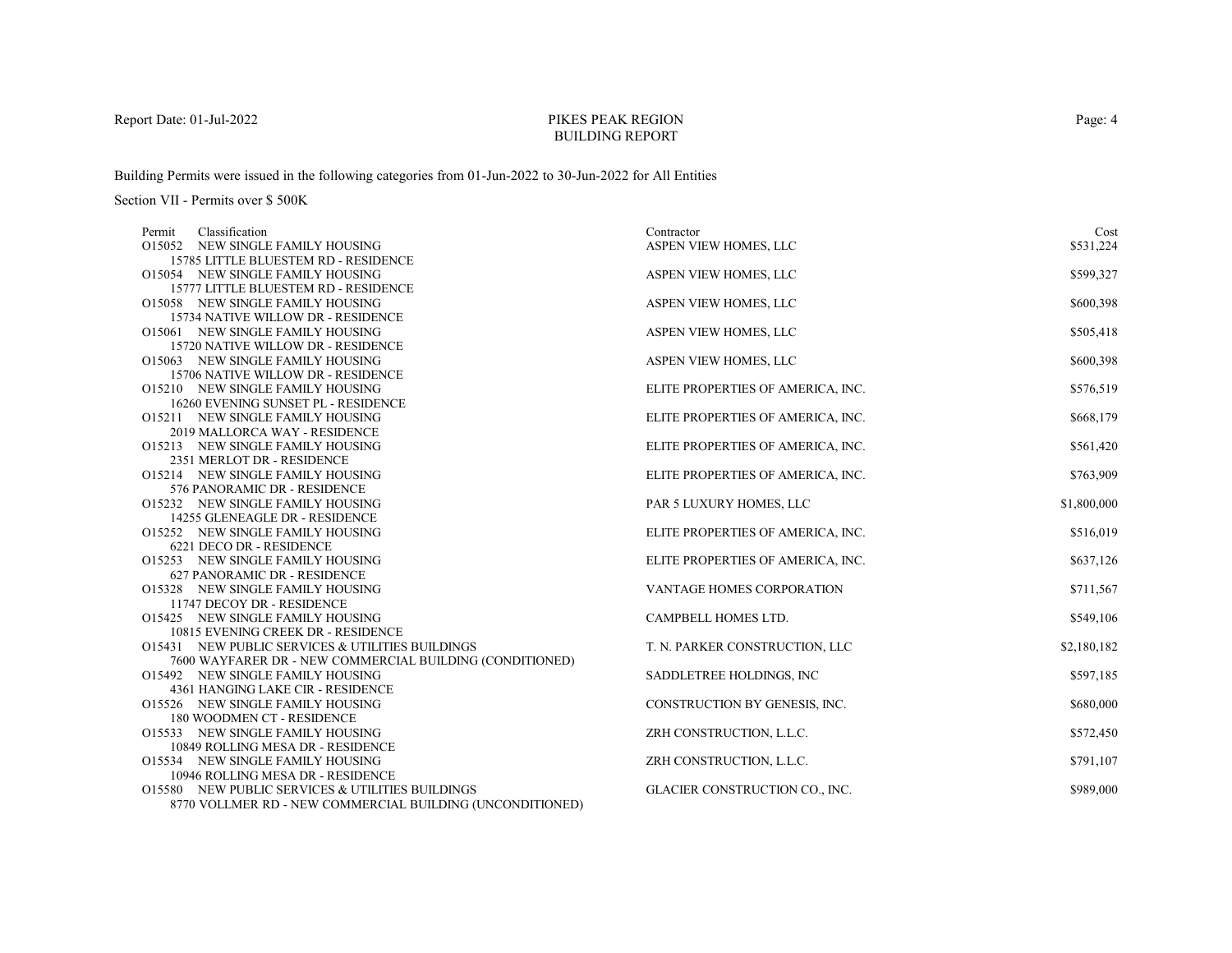PIKES PEAK REGION
BUILDING REPORT

Building Permits were issued in the following categories from 01-Jun-2022 to 30-Jun-2022 for All Entities

Section VII - Permits over $ 500K

| Permit | Classification | Contractor | Cost |
|---|---|---|---|
| O15052 | NEW SINGLE FAMILY HOUSING<br>15785 LITTLE BLUESTEM RD - RESIDENCE | ASPEN VIEW HOMES, LLC | $531,224 |
| O15054 | NEW SINGLE FAMILY HOUSING<br>15777 LITTLE BLUESTEM RD - RESIDENCE | ASPEN VIEW HOMES, LLC | $599,327 |
| O15058 | NEW SINGLE FAMILY HOUSING<br>15734 NATIVE WILLOW DR - RESIDENCE | ASPEN VIEW HOMES, LLC | $600,398 |
| O15061 | NEW SINGLE FAMILY HOUSING<br>15720 NATIVE WILLOW DR - RESIDENCE | ASPEN VIEW HOMES, LLC | $505,418 |
| O15063 | NEW SINGLE FAMILY HOUSING<br>15706 NATIVE WILLOW DR - RESIDENCE | ASPEN VIEW HOMES, LLC | $600,398 |
| O15210 | NEW SINGLE FAMILY HOUSING<br>16260 EVENING SUNSET PL - RESIDENCE | ELITE PROPERTIES OF AMERICA, INC. | $576,519 |
| O15211 | NEW SINGLE FAMILY HOUSING<br>2019 MALLORCA WAY - RESIDENCE | ELITE PROPERTIES OF AMERICA, INC. | $668,179 |
| O15213 | NEW SINGLE FAMILY HOUSING<br>2351 MERLOT DR - RESIDENCE | ELITE PROPERTIES OF AMERICA, INC. | $561,420 |
| O15214 | NEW SINGLE FAMILY HOUSING<br>576 PANORAMIC DR - RESIDENCE | ELITE PROPERTIES OF AMERICA, INC. | $763,909 |
| O15232 | NEW SINGLE FAMILY HOUSING<br>14255 GLENEAGLE DR - RESIDENCE | PAR 5 LUXURY HOMES, LLC | $1,800,000 |
| O15252 | NEW SINGLE FAMILY HOUSING<br>6221 DECO DR - RESIDENCE | ELITE PROPERTIES OF AMERICA, INC. | $516,019 |
| O15253 | NEW SINGLE FAMILY HOUSING<br>627 PANORAMIC DR - RESIDENCE | ELITE PROPERTIES OF AMERICA, INC. | $637,126 |
| O15328 | NEW SINGLE FAMILY HOUSING<br>11747 DECOY DR - RESIDENCE | VANTAGE HOMES CORPORATION | $711,567 |
| O15425 | NEW SINGLE FAMILY HOUSING<br>10815 EVENING CREEK DR - RESIDENCE | CAMPBELL HOMES LTD. | $549,106 |
| O15431 | NEW PUBLIC SERVICES & UTILITIES BUILDINGS<br>7600 WAYFARER DR - NEW COMMERCIAL BUILDING (CONDITIONED) | T. N. PARKER CONSTRUCTION, LLC | $2,180,182 |
| O15492 | NEW SINGLE FAMILY HOUSING<br>4361 HANGING LAKE CIR - RESIDENCE | SADDLETREE HOLDINGS, INC | $597,185 |
| O15526 | NEW SINGLE FAMILY HOUSING<br>180 WOODMEN CT - RESIDENCE | CONSTRUCTION BY GENESIS, INC. | $680,000 |
| O15533 | NEW SINGLE FAMILY HOUSING<br>10849 ROLLING MESA DR - RESIDENCE | ZRH CONSTRUCTION, L.L.C. | $572,450 |
| O15534 | NEW SINGLE FAMILY HOUSING<br>10946 ROLLING MESA DR - RESIDENCE | ZRH CONSTRUCTION, L.L.C. | $791,107 |
| O15580 | NEW PUBLIC SERVICES & UTILITIES BUILDINGS<br>8770 VOLLMER RD - NEW COMMERCIAL BUILDING (UNCONDITIONED) | GLACIER CONSTRUCTION CO., INC. | $989,000 |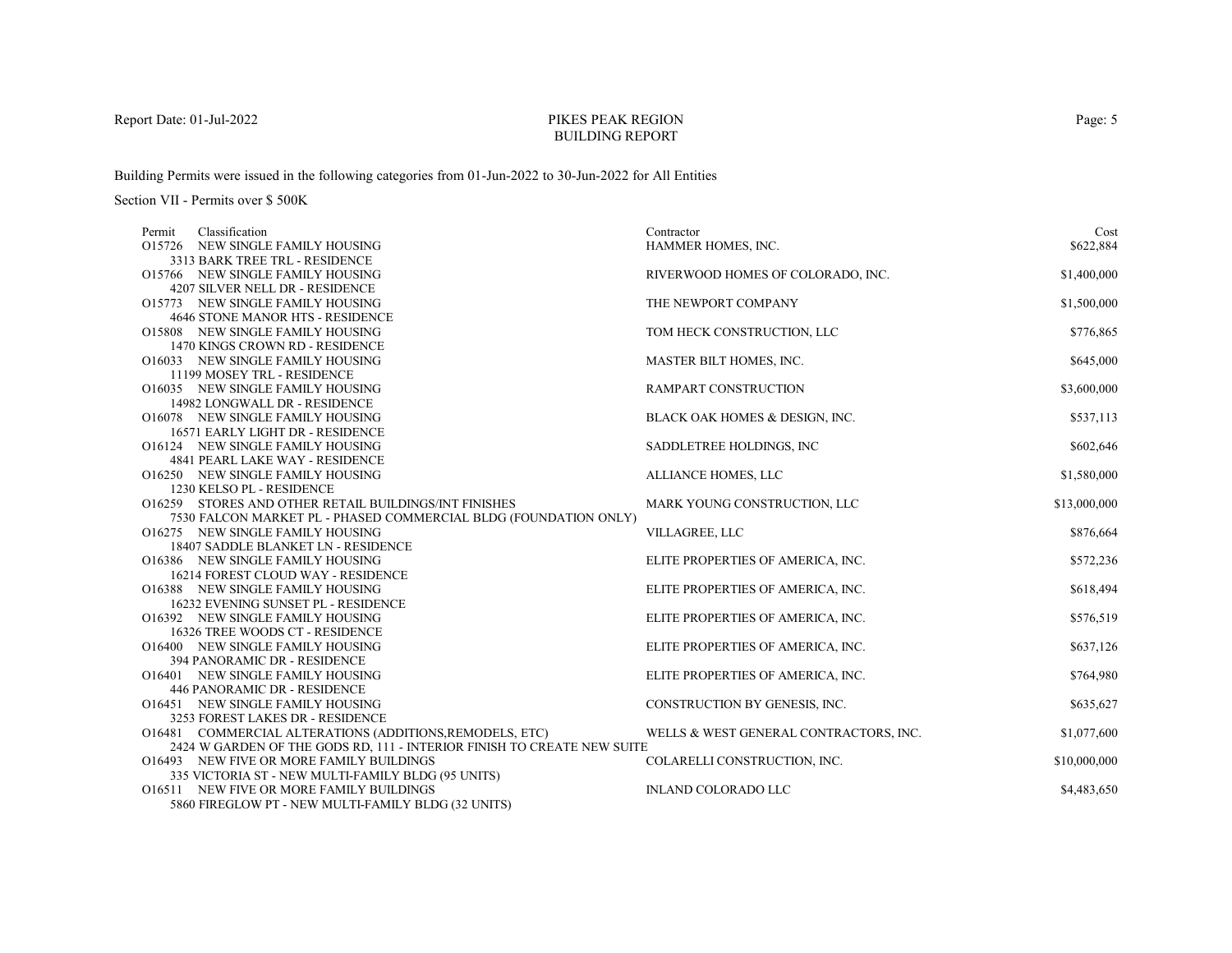# PIKES PEAK REGION
## BUILDING REPORT

Report Date: 01-Jul-2022

Building Permits were issued in the following categories from 01-Jun-2022 to 30-Jun-2022 for All Entities

Section VII - Permits over $ 500K

| Permit | Classification | Contractor | Cost |
|---|---|---|---|
| O15726 | NEW SINGLE FAMILY HOUSING<br>3313 BARK TREE TRL - RESIDENCE | HAMMER HOMES, INC. | $622,884 |
| O15766 | NEW SINGLE FAMILY HOUSING<br>4207 SILVER NELL DR - RESIDENCE | RIVERWOOD HOMES OF COLORADO, INC. | $1,400,000 |
| O15773 | NEW SINGLE FAMILY HOUSING<br>4646 STONE MANOR HTS - RESIDENCE | THE NEWPORT COMPANY | $1,500,000 |
| O15808 | NEW SINGLE FAMILY HOUSING<br>1470 KINGS CROWN RD - RESIDENCE | TOM HECK CONSTRUCTION, LLC | $776,865 |
| O16033 | NEW SINGLE FAMILY HOUSING<br>11199 MOSEY TRL - RESIDENCE | MASTER BILT HOMES, INC. | $645,000 |
| O16035 | NEW SINGLE FAMILY HOUSING<br>14982 LONGWALL DR - RESIDENCE | RAMPART CONSTRUCTION | $3,600,000 |
| O16078 | NEW SINGLE FAMILY HOUSING<br>16571 EARLY LIGHT DR - RESIDENCE | BLACK OAK HOMES & DESIGN, INC. | $537,113 |
| O16124 | NEW SINGLE FAMILY HOUSING<br>4841 PEARL LAKE WAY - RESIDENCE | SADDLETREE HOLDINGS, INC | $602,646 |
| O16250 | NEW SINGLE FAMILY HOUSING<br>1230 KELSO PL - RESIDENCE | ALLIANCE HOMES, LLC | $1,580,000 |
| O16259 | STORES AND OTHER RETAIL BUILDINGS/INT FINISHES<br>7530 FALCON MARKET PL - PHASED COMMERCIAL BLDG (FOUNDATION ONLY) | MARK YOUNG CONSTRUCTION, LLC | $13,000,000 |
| O16275 | NEW SINGLE FAMILY HOUSING<br>18407 SADDLE BLANKET LN - RESIDENCE | VILLAGREE, LLC | $876,664 |
| O16386 | NEW SINGLE FAMILY HOUSING<br>16214 FOREST CLOUD WAY - RESIDENCE | ELITE PROPERTIES OF AMERICA, INC. | $572,236 |
| O16388 | NEW SINGLE FAMILY HOUSING<br>16232 EVENING SUNSET PL - RESIDENCE | ELITE PROPERTIES OF AMERICA, INC. | $618,494 |
| O16392 | NEW SINGLE FAMILY HOUSING<br>16326 TREE WOODS CT - RESIDENCE | ELITE PROPERTIES OF AMERICA, INC. | $576,519 |
| O16400 | NEW SINGLE FAMILY HOUSING<br>394 PANORAMIC DR - RESIDENCE | ELITE PROPERTIES OF AMERICA, INC. | $637,126 |
| O16401 | NEW SINGLE FAMILY HOUSING<br>446 PANORAMIC DR - RESIDENCE | ELITE PROPERTIES OF AMERICA, INC. | $764,980 |
| O16451 | NEW SINGLE FAMILY HOUSING<br>3253 FOREST LAKES DR - RESIDENCE | CONSTRUCTION BY GENESIS, INC. | $635,627 |
| O16481 | COMMERCIAL ALTERATIONS (ADDITIONS,REMODELS, ETC)<br>2424 W GARDEN OF THE GODS RD, 111 - INTERIOR FINISH TO CREATE NEW SUITE | WELLS & WEST GENERAL CONTRACTORS, INC. | $1,077,600 |
| O16493 | NEW FIVE OR MORE FAMILY BUILDINGS<br>335 VICTORIA ST - NEW MULTI-FAMILY BLDG (95 UNITS) | COLARELLI CONSTRUCTION, INC. | $10,000,000 |
| O16511 | NEW FIVE OR MORE FAMILY BUILDINGS<br>5860 FIREGLOW PT - NEW MULTI-FAMILY BLDG (32 UNITS) | INLAND COLORADO LLC | $4,483,650 |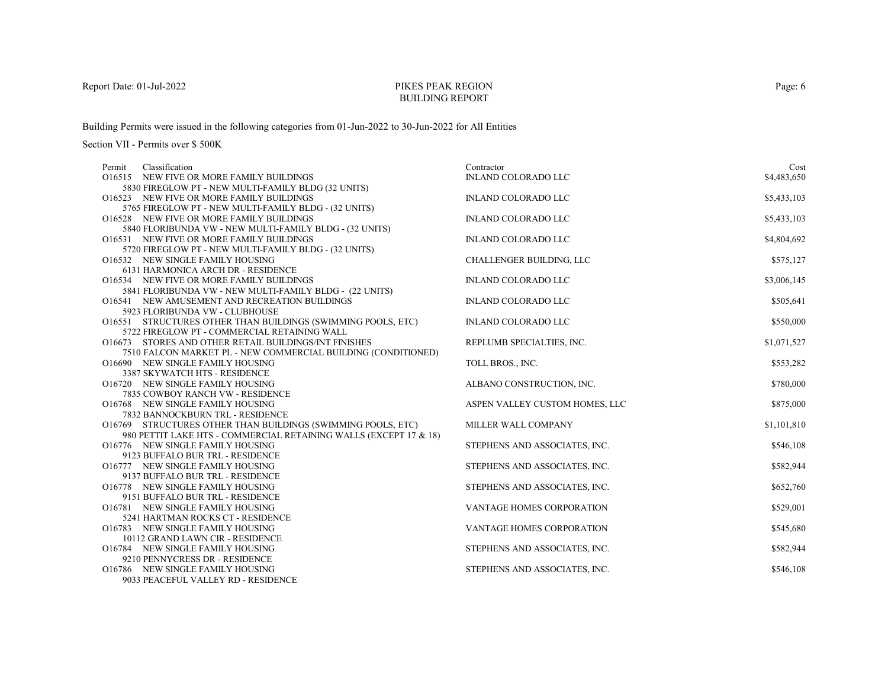Report Date: 01-Jul-2022

# PIKES PEAK REGION
## BUILDING REPORT

Building Permits were issued in the following categories from 01-Jun-2022 to 30-Jun-2022 for All Entities

Section VII - Permits over $ 500K

| Permit | Classification | Contractor | Cost |
|---|---|---|---|
| O16515 | NEW FIVE OR MORE FAMILY BUILDINGS<br>5830 FIREGLOW PT - NEW MULTI-FAMILY BLDG (32 UNITS) | INLAND COLORADO LLC | $4,483,650 |
| O16523 | NEW FIVE OR MORE FAMILY BUILDINGS<br>5765 FIREGLOW PT - NEW MULTI-FAMILY BLDG - (32 UNITS) | INLAND COLORADO LLC | $5,433,103 |
| O16528 | NEW FIVE OR MORE FAMILY BUILDINGS<br>5840 FLORIBUNDA VW - NEW MULTI-FAMILY BLDG - (32 UNITS) | INLAND COLORADO LLC | $5,433,103 |
| O16531 | NEW FIVE OR MORE FAMILY BUILDINGS<br>5720 FIREGLOW PT - NEW MULTI-FAMILY BLDG - (32 UNITS) | INLAND COLORADO LLC | $4,804,692 |
| O16532 | NEW SINGLE FAMILY HOUSING<br>6131 HARMONICA ARCH DR - RESIDENCE | CHALLENGER BUILDING, LLC | $575,127 |
| O16534 | NEW FIVE OR MORE FAMILY BUILDINGS<br>5841 FLORIBUNDA VW - NEW MULTI-FAMILY BLDG - (22 UNITS) | INLAND COLORADO LLC | $3,006,145 |
| O16541 | NEW AMUSEMENT AND RECREATION BUILDINGS<br>5923 FLORIBUNDA VW - CLUBHOUSE | INLAND COLORADO LLC | $505,641 |
| O16551 | STRUCTURES OTHER THAN BUILDINGS (SWIMMING POOLS, ETC)<br>5722 FIREGLOW PT - COMMERCIAL RETAINING WALL | INLAND COLORADO LLC | $550,000 |
| O16673 | STORES AND OTHER RETAIL BUILDINGS/INT FINISHES<br>7510 FALCON MARKET PL - NEW COMMERCIAL BUILDING (CONDITIONED) | REPLUMB SPECIALTIES, INC. | $1,071,527 |
| O16690 | NEW SINGLE FAMILY HOUSING<br>3387 SKYWATCH HTS - RESIDENCE | TOLL BROS., INC. | $553,282 |
| O16720 | NEW SINGLE FAMILY HOUSING<br>7835 COWBOY RANCH VW - RESIDENCE | ALBANO CONSTRUCTION, INC. | $780,000 |
| O16768 | NEW SINGLE FAMILY HOUSING<br>7832 BANNOCKBURN TRL - RESIDENCE | ASPEN VALLEY CUSTOM HOMES, LLC | $875,000 |
| O16769 | STRUCTURES OTHER THAN BUILDINGS (SWIMMING POOLS, ETC)<br>980 PETTIT LAKE HTS - COMMERCIAL RETAINING WALLS (EXCEPT 17 & 18) | MILLER WALL COMPANY | $1,101,810 |
| O16776 | NEW SINGLE FAMILY HOUSING<br>9123 BUFFALO BUR TRL - RESIDENCE | STEPHENS AND ASSOCIATES, INC. | $546,108 |
| O16777 | NEW SINGLE FAMILY HOUSING<br>9137 BUFFALO BUR TRL - RESIDENCE | STEPHENS AND ASSOCIATES, INC. | $582,944 |
| O16778 | NEW SINGLE FAMILY HOUSING<br>9151 BUFFALO BUR TRL - RESIDENCE | STEPHENS AND ASSOCIATES, INC. | $652,760 |
| O16781 | NEW SINGLE FAMILY HOUSING<br>5241 HARTMAN ROCKS CT - RESIDENCE | VANTAGE HOMES CORPORATION | $529,001 |
| O16783 | NEW SINGLE FAMILY HOUSING<br>10112 GRAND LAWN CIR - RESIDENCE | VANTAGE HOMES CORPORATION | $545,680 |
| O16784 | NEW SINGLE FAMILY HOUSING<br>9210 PENNYCRESS DR - RESIDENCE | STEPHENS AND ASSOCIATES, INC. | $582,944 |
| O16786 | NEW SINGLE FAMILY HOUSING<br>9033 PEACEFUL VALLEY RD - RESIDENCE | STEPHENS AND ASSOCIATES, INC. | $546,108 |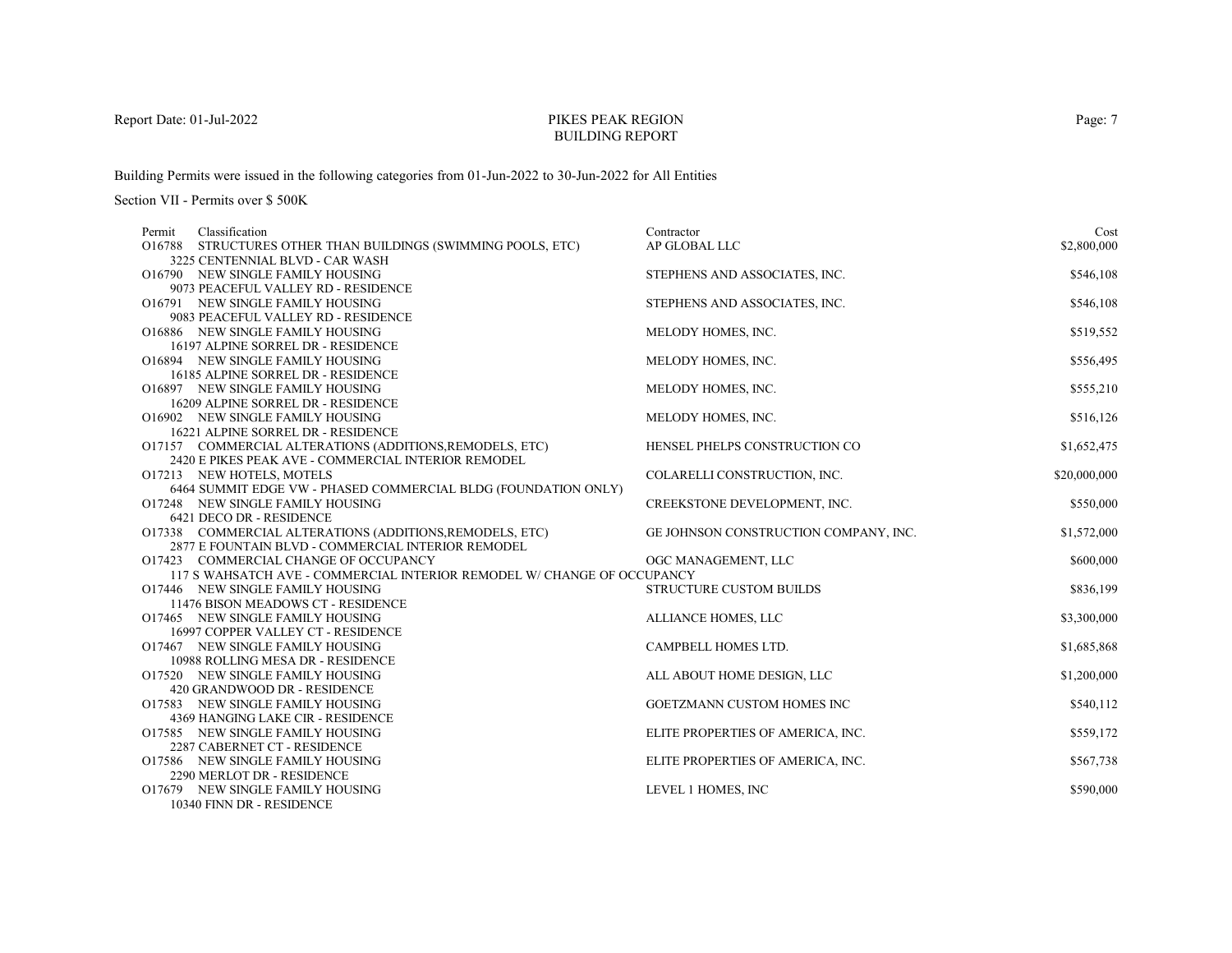Report Date: 01-Jul-2022

# PIKES PEAK REGION
## BUILDING REPORT

Building Permits were issued in the following categories from 01-Jun-2022 to 30-Jun-2022 for All Entities

Section VII - Permits over $ 500K

| Permit | Classification | Contractor | Cost |
|---|---|---|---|
| O16788 | STRUCTURES OTHER THAN BUILDINGS (SWIMMING POOLS, ETC)<br>3225 CENTENNIAL BLVD - CAR WASH | AP GLOBAL LLC | $2,800,000 |
| O16790 | NEW SINGLE FAMILY HOUSING<br>9073 PEACEFUL VALLEY RD - RESIDENCE | STEPHENS AND ASSOCIATES, INC. | $546,108 |
| O16791 | NEW SINGLE FAMILY HOUSING<br>9083 PEACEFUL VALLEY RD - RESIDENCE | STEPHENS AND ASSOCIATES, INC. | $546,108 |
| O16886 | NEW SINGLE FAMILY HOUSING<br>16197 ALPINE SORREL DR - RESIDENCE | MELODY HOMES, INC. | $519,552 |
| O16894 | NEW SINGLE FAMILY HOUSING<br>16185 ALPINE SORREL DR - RESIDENCE | MELODY HOMES, INC. | $556,495 |
| O16897 | NEW SINGLE FAMILY HOUSING<br>16209 ALPINE SORREL DR - RESIDENCE | MELODY HOMES, INC. | $555,210 |
| O16902 | NEW SINGLE FAMILY HOUSING<br>16221 ALPINE SORREL DR - RESIDENCE | MELODY HOMES, INC. | $516,126 |
| O17157 | COMMERCIAL ALTERATIONS (ADDITIONS,REMODELS, ETC)<br>2420 E PIKES PEAK AVE - COMMERCIAL INTERIOR REMODEL | HENSEL PHELPS CONSTRUCTION CO | $1,652,475 |
| O17213 | NEW HOTELS, MOTELS<br>6464 SUMMIT EDGE VW - PHASED COMMERCIAL BLDG (FOUNDATION ONLY) | COLARELLI CONSTRUCTION, INC. | $20,000,000 |
| O17248 | NEW SINGLE FAMILY HOUSING<br>6421 DECO DR - RESIDENCE | CREEKSTONE DEVELOPMENT, INC. | $550,000 |
| O17338 | COMMERCIAL ALTERATIONS (ADDITIONS,REMODELS, ETC)<br>2877 E FOUNTAIN BLVD - COMMERCIAL INTERIOR REMODEL | GE JOHNSON CONSTRUCTION COMPANY, INC. | $1,572,000 |
| O17423 | COMMERCIAL CHANGE OF OCCUPANCY<br>117 S WAHSATCH AVE - COMMERCIAL INTERIOR REMODEL W/ CHANGE OF OCCUPANCY | OGC MANAGEMENT, LLC | $600,000 |
| O17446 | NEW SINGLE FAMILY HOUSING<br>11476 BISON MEADOWS CT - RESIDENCE | STRUCTURE CUSTOM BUILDS | $836,199 |
| O17465 | NEW SINGLE FAMILY HOUSING<br>16997 COPPER VALLEY CT - RESIDENCE | ALLIANCE HOMES, LLC | $3,300,000 |
| O17467 | NEW SINGLE FAMILY HOUSING<br>10988 ROLLING MESA DR - RESIDENCE | CAMPBELL HOMES LTD. | $1,685,868 |
| O17520 | NEW SINGLE FAMILY HOUSING<br>420 GRANDWOOD DR - RESIDENCE | ALL ABOUT HOME DESIGN, LLC | $1,200,000 |
| O17583 | NEW SINGLE FAMILY HOUSING<br>4369 HANGING LAKE CIR - RESIDENCE | GOETZMANN CUSTOM HOMES INC | $540,112 |
| O17585 | NEW SINGLE FAMILY HOUSING<br>2287 CABERNET CT - RESIDENCE | ELITE PROPERTIES OF AMERICA, INC. | $559,172 |
| O17586 | NEW SINGLE FAMILY HOUSING<br>2290 MERLOT DR - RESIDENCE | ELITE PROPERTIES OF AMERICA, INC. | $567,738 |
| O17679 | NEW SINGLE FAMILY HOUSING<br>10340 FINN DR - RESIDENCE | LEVEL 1 HOMES, INC | $590,000 |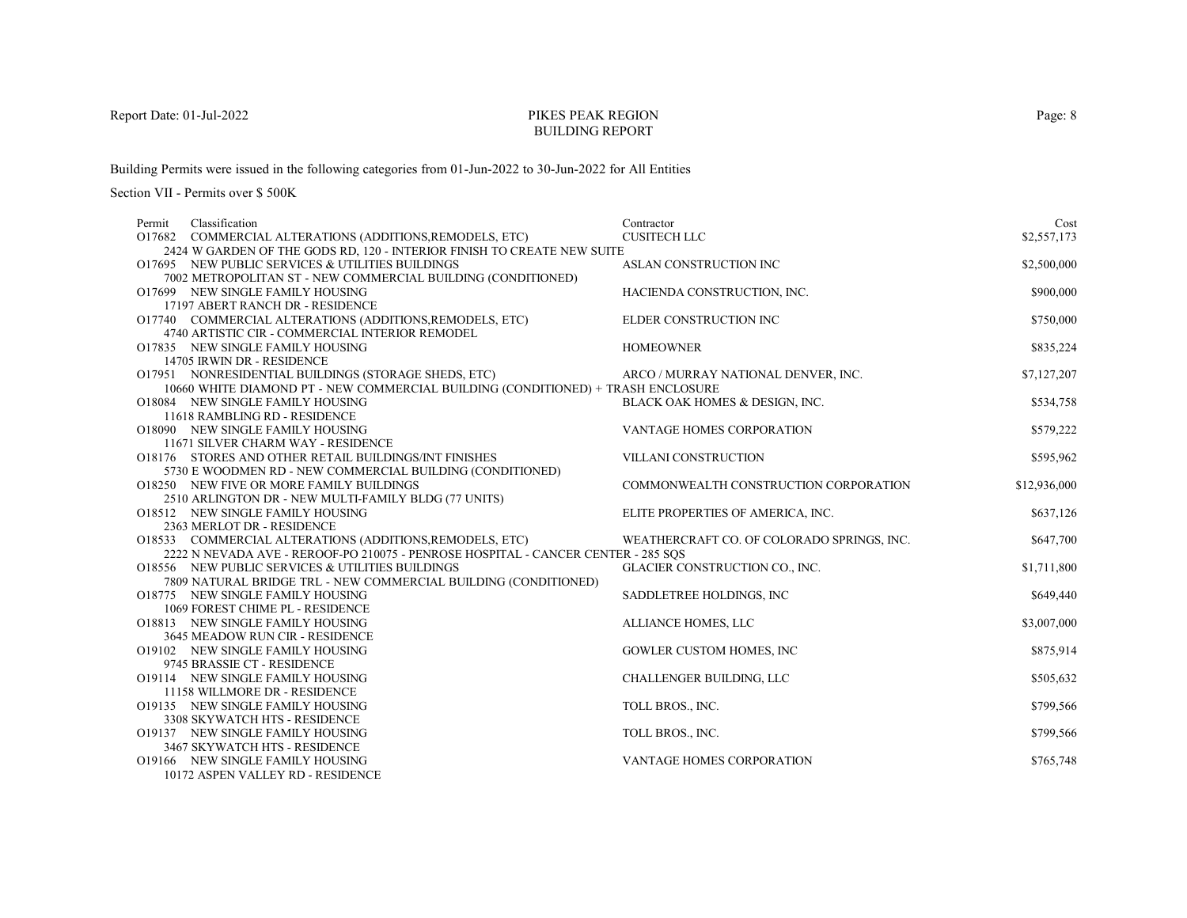Report Date: 01-Jul-2022

# PIKES PEAK REGION
## BUILDING REPORT

Building Permits were issued in the following categories from 01-Jun-2022 to 30-Jun-2022 for All Entities

Section VII - Permits over $ 500K

| Permit | Classification | Contractor | Cost |
|---|---|---|---|
| O17682 | COMMERCIAL ALTERATIONS (ADDITIONS,REMODELS, ETC)<br>2424 W GARDEN OF THE GODS RD, 120 - INTERIOR FINISH TO CREATE NEW SUITE | CUSITECH LLC | $2,557,173 |
| O17695 | NEW PUBLIC SERVICES & UTILITIES BUILDINGS<br>7002 METROPOLITAN ST - NEW COMMERCIAL BUILDING (CONDITIONED) | ASLAN CONSTRUCTION INC | $2,500,000 |
| O17699 | NEW SINGLE FAMILY HOUSING<br>17197 ABERT RANCH DR - RESIDENCE | HACIENDA CONSTRUCTION, INC. | $900,000 |
| O17740 | COMMERCIAL ALTERATIONS (ADDITIONS,REMODELS, ETC)<br>4740 ARTISTIC CIR - COMMERCIAL INTERIOR REMODEL | ELDER CONSTRUCTION INC | $750,000 |
| O17835 | NEW SINGLE FAMILY HOUSING<br>14705 IRWIN DR - RESIDENCE | HOMEOWNER | $835,224 |
| O17951 | NONRESIDENTIAL BUILDINGS (STORAGE SHEDS, ETC)<br>10660 WHITE DIAMOND PT - NEW COMMERCIAL BUILDING (CONDITIONED) + TRASH ENCLOSURE | ARCO / MURRAY NATIONAL DENVER, INC. | $7,127,207 |
| O18084 | NEW SINGLE FAMILY HOUSING<br>11618 RAMBLING RD - RESIDENCE | BLACK OAK HOMES & DESIGN, INC. | $534,758 |
| O18090 | NEW SINGLE FAMILY HOUSING<br>11671 SILVER CHARM WAY - RESIDENCE | VANTAGE HOMES CORPORATION | $579,222 |
| O18176 | STORES AND OTHER RETAIL BUILDINGS/INT FINISHES<br>5730 E WOODMEN RD - NEW COMMERCIAL BUILDING (CONDITIONED) | VILLANI CONSTRUCTION | $595,962 |
| O18250 | NEW FIVE OR MORE FAMILY BUILDINGS<br>2510 ARLINGTON DR - NEW MULTI-FAMILY BLDG (77 UNITS) | COMMONWEALTH CONSTRUCTION CORPORATION | $12,936,000 |
| O18512 | NEW SINGLE FAMILY HOUSING<br>2363 MERLOT DR - RESIDENCE | ELITE PROPERTIES OF AMERICA, INC. | $637,126 |
| O18533 | COMMERCIAL ALTERATIONS (ADDITIONS,REMODELS, ETC)<br>2222 N NEVADA AVE - REROOF-PO 210075 - PENROSE HOSPITAL - CANCER CENTER - 285 SQS | WEATHERCRAFT CO. OF COLORADO SPRINGS, INC. | $647,700 |
| O18556 | NEW PUBLIC SERVICES & UTILITIES BUILDINGS<br>7809 NATURAL BRIDGE TRL - NEW COMMERCIAL BUILDING (CONDITIONED) | GLACIER CONSTRUCTION CO., INC. | $1,711,800 |
| O18775 | NEW SINGLE FAMILY HOUSING<br>1069 FOREST CHIME PL - RESIDENCE | SADDLETREE HOLDINGS, INC | $649,440 |
| O18813 | NEW SINGLE FAMILY HOUSING<br>3645 MEADOW RUN CIR - RESIDENCE | ALLIANCE HOMES, LLC | $3,007,000 |
| O19102 | NEW SINGLE FAMILY HOUSING<br>9745 BRASSIE CT - RESIDENCE | GOWLER CUSTOM HOMES, INC | $875,914 |
| O19114 | NEW SINGLE FAMILY HOUSING<br>11158 WILLMORE DR - RESIDENCE | CHALLENGER BUILDING, LLC | $505,632 |
| O19135 | NEW SINGLE FAMILY HOUSING<br>3308 SKYWATCH HTS - RESIDENCE | TOLL BROS., INC. | $799,566 |
| O19137 | NEW SINGLE FAMILY HOUSING<br>3467 SKYWATCH HTS - RESIDENCE | TOLL BROS., INC. | $799,566 |
| O19166 | NEW SINGLE FAMILY HOUSING<br>10172 ASPEN VALLEY RD - RESIDENCE | VANTAGE HOMES CORPORATION | $765,748 |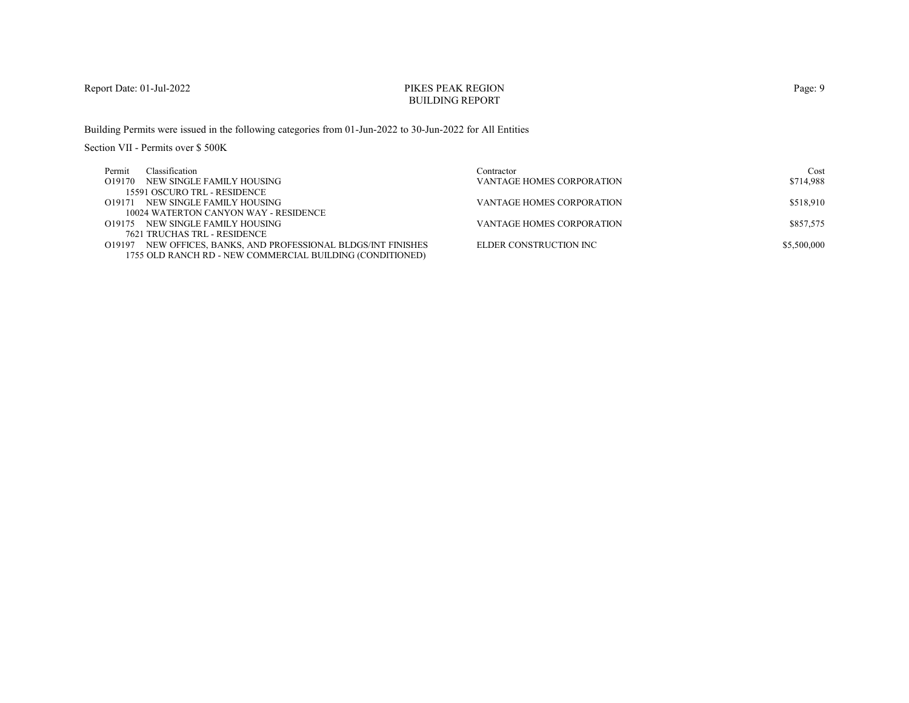Report Date: 01-Jul-2022

# PIKES PEAK REGION
# BUILDING REPORT

Building Permits were issued in the following categories from 01-Jun-2022 to 30-Jun-2022 for All Entities

## Section VII - Permits over $ 500K

| Permit | Classification | Contractor | Cost |
| --- | --- | --- | --- |
| O19170 | NEW SINGLE FAMILY HOUSING<br>15591 OSCURO TRL - RESIDENCE | VANTAGE HOMES CORPORATION | $714,988 |
| O19171 | NEW SINGLE FAMILY HOUSING<br>10024 WATERTON CANYON WAY - RESIDENCE | VANTAGE HOMES CORPORATION | $518,910 |
| O19175 | NEW SINGLE FAMILY HOUSING<br>7621 TRUCHAS TRL - RESIDENCE | VANTAGE HOMES CORPORATION | $857,575 |
| O19197 | NEW OFFICES, BANKS, AND PROFESSIONAL BLDGS/INT FINISHES<br>1755 OLD RANCH RD - NEW COMMERCIAL BUILDING (CONDITIONED) | ELDER CONSTRUCTION INC | $5,500,000 |